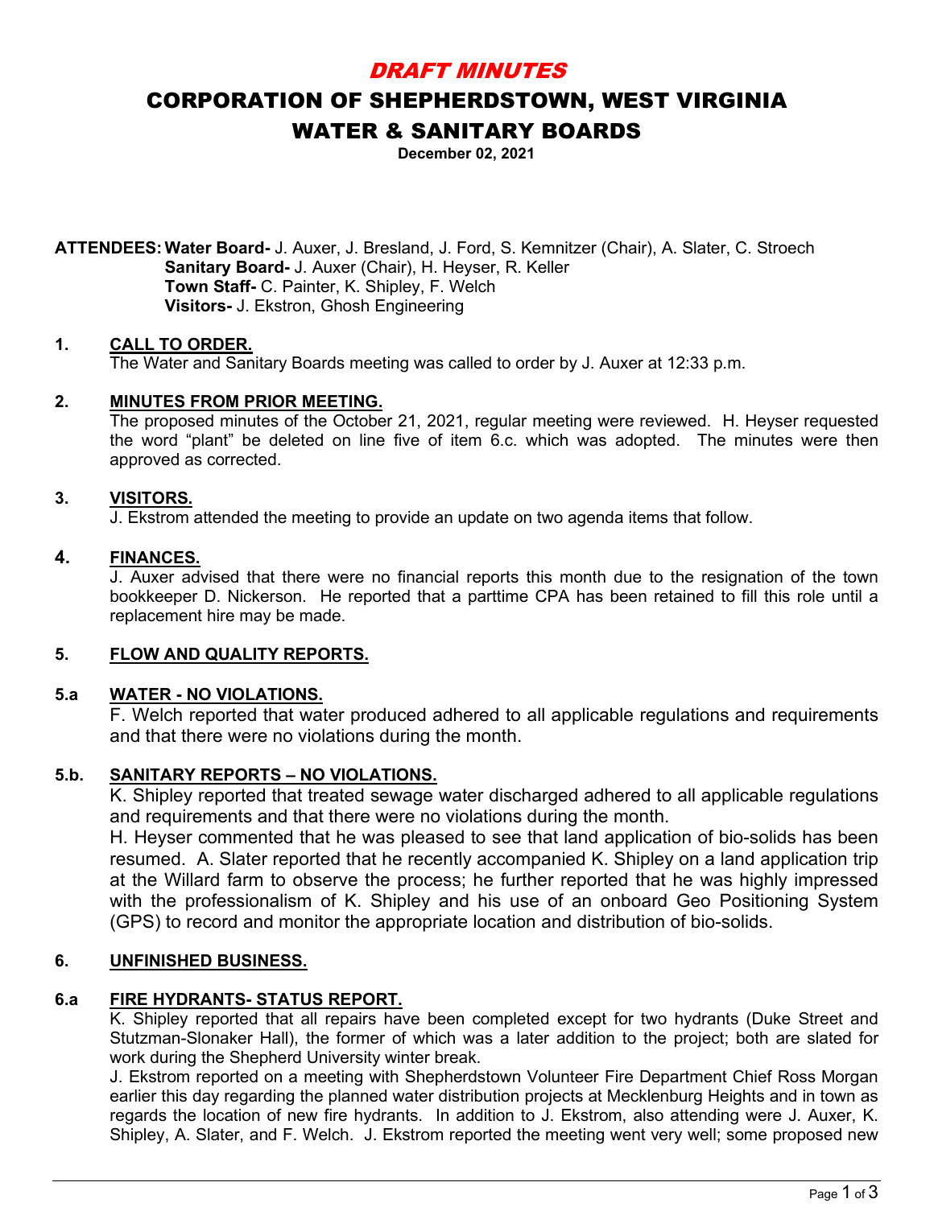# *DRAFT MINUTES*

# CORPORATION OF SHEPHERDSTOWN, WEST VIRGINIA

# WATER & SANITARY BOARDS

**December 02, 2021**

**ATTENDEES: Water Board-** J. Auxer, J. Bresland, J. Ford, S. Kemnitzer (Chair), A. Slater, C. Stroech
**Sanitary Board-** J. Auxer (Chair), H. Heyser, R. Keller
**Town Staff-** C. Painter, K. Shipley, F. Welch
**Visitors-** J. Ekstron, Ghosh Engineering

## 1. CALL TO ORDER.

The Water and Sanitary Boards meeting was called to order by J. Auxer at 12:33 p.m.

## 2. MINUTES FROM PRIOR MEETING.

The proposed minutes of the October 21, 2021, regular meeting were reviewed. H. Heyser requested the word "plant" be deleted on line five of item 6.c. which was adopted. The minutes were then approved as corrected.

## 3. VISITORS.

J. Ekstrom attended the meeting to provide an update on two agenda items that follow.

## 4. FINANCES.

J. Auxer advised that there were no financial reports this month due to the resignation of the town bookkeeper D. Nickerson. He reported that a parttime CPA has been retained to fill this role until a replacement hire may be made.

## 5. FLOW AND QUALITY REPORTS.

### 5.a WATER - NO VIOLATIONS.

F. Welch reported that water produced adhered to all applicable regulations and requirements and that there were no violations during the month.

### 5.b. SANITARY REPORTS – NO VIOLATIONS.

K. Shipley reported that treated sewage water discharged adhered to all applicable regulations and requirements and that there were no violations during the month.

H. Heyser commented that he was pleased to see that land application of bio-solids has been resumed. A. Slater reported that he recently accompanied K. Shipley on a land application trip at the Willard farm to observe the process; he further reported that he was highly impressed with the professionalism of K. Shipley and his use of an onboard Geo Positioning System (GPS) to record and monitor the appropriate location and distribution of bio-solids.

## 6. UNFINISHED BUSINESS.

### 6.a FIRE HYDRANTS- STATUS REPORT.

K. Shipley reported that all repairs have been completed except for two hydrants (Duke Street and Stutzman-Slonaker Hall), the former of which was a later addition to the project; both are slated for work during the Shepherd University winter break.

J. Ekstrom reported on a meeting with Shepherdstown Volunteer Fire Department Chief Ross Morgan earlier this day regarding the planned water distribution projects at Mecklenburg Heights and in town as regards the location of new fire hydrants. In addition to J. Ekstrom, also attending were J. Auxer, K. Shipley, A. Slater, and F. Welch. J. Ekstrom reported the meeting went very well; some proposed new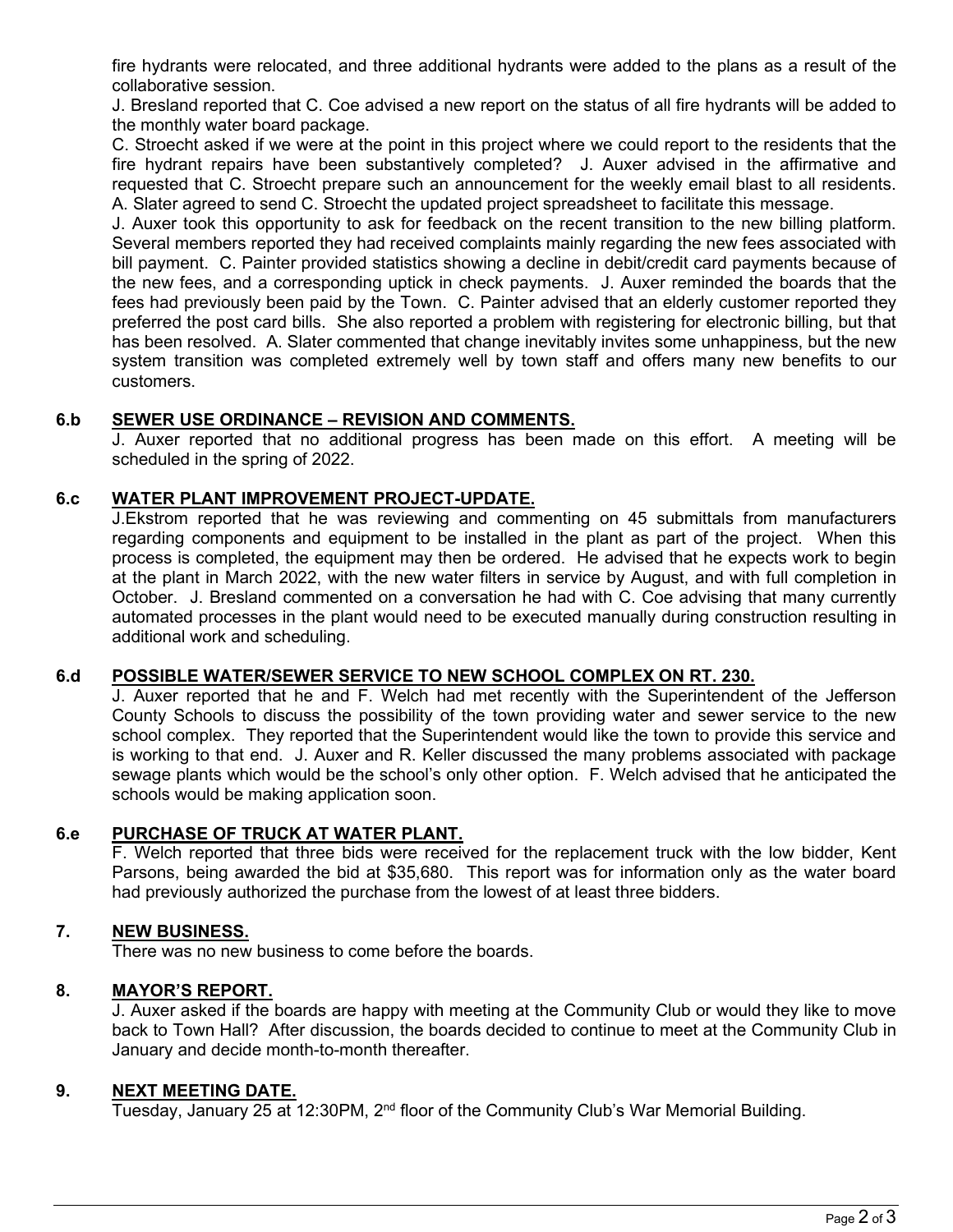fire hydrants were relocated, and three additional hydrants were added to the plans as a result of the collaborative session.

J. Bresland reported that C. Coe advised a new report on the status of all fire hydrants will be added to the monthly water board package.

C. Stroecht asked if we were at the point in this project where we could report to the residents that the fire hydrant repairs have been substantively completed? J. Auxer advised in the affirmative and requested that C. Stroecht prepare such an announcement for the weekly email blast to all residents. A. Slater agreed to send C. Stroecht the updated project spreadsheet to facilitate this message.

J. Auxer took this opportunity to ask for feedback on the recent transition to the new billing platform. Several members reported they had received complaints mainly regarding the new fees associated with bill payment. C. Painter provided statistics showing a decline in debit/credit card payments because of the new fees, and a corresponding uptick in check payments. J. Auxer reminded the boards that the fees had previously been paid by the Town. C. Painter advised that an elderly customer reported they preferred the post card bills. She also reported a problem with registering for electronic billing, but that has been resolved. A. Slater commented that change inevitably invites some unhappiness, but the new system transition was completed extremely well by town staff and offers many new benefits to our customers.

### 6.b SEWER USE ORDINANCE – REVISION AND COMMENTS.

J. Auxer reported that no additional progress has been made on this effort. A meeting will be scheduled in the spring of 2022.

### 6.c WATER PLANT IMPROVEMENT PROJECT-UPDATE.

J.Ekstrom reported that he was reviewing and commenting on 45 submittals from manufacturers regarding components and equipment to be installed in the plant as part of the project. When this process is completed, the equipment may then be ordered. He advised that he expects work to begin at the plant in March 2022, with the new water filters in service by August, and with full completion in October. J. Bresland commented on a conversation he had with C. Coe advising that many currently automated processes in the plant would need to be executed manually during construction resulting in additional work and scheduling.

### 6.d POSSIBLE WATER/SEWER SERVICE TO NEW SCHOOL COMPLEX ON RT. 230.

J. Auxer reported that he and F. Welch had met recently with the Superintendent of the Jefferson County Schools to discuss the possibility of the town providing water and sewer service to the new school complex. They reported that the Superintendent would like the town to provide this service and is working to that end. J. Auxer and R. Keller discussed the many problems associated with package sewage plants which would be the school's only other option. F. Welch advised that he anticipated the schools would be making application soon.

### 6.e PURCHASE OF TRUCK AT WATER PLANT.

F. Welch reported that three bids were received for the replacement truck with the low bidder, Kent Parsons, being awarded the bid at $35,680. This report was for information only as the water board had previously authorized the purchase from the lowest of at least three bidders.

## 7. NEW BUSINESS.

There was no new business to come before the boards.

## 8. MAYOR'S REPORT.

J. Auxer asked if the boards are happy with meeting at the Community Club or would they like to move back to Town Hall? After discussion, the boards decided to continue to meet at the Community Club in January and decide month-to-month thereafter.

## 9. NEXT MEETING DATE.

Tuesday, January 25 at 12:30PM, 2nd floor of the Community Club's War Memorial Building.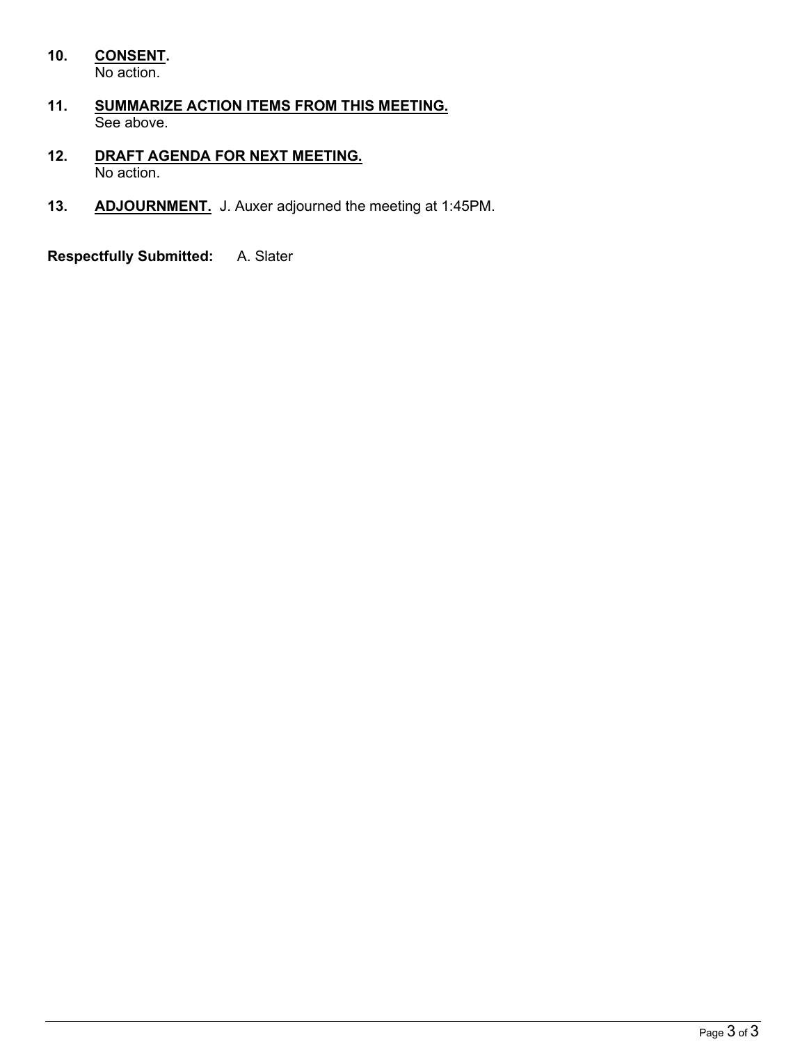10. **CONSENT.**
    No action.

11. **SUMMARIZE ACTION ITEMS FROM THIS MEETING.**
    See above.

12. **DRAFT AGENDA FOR NEXT MEETING.**
    No action.

13. **ADJOURNMENT.** J. Auxer adjourned the meeting at 1:45PM.

**Respectfully Submitted:** A. Slater